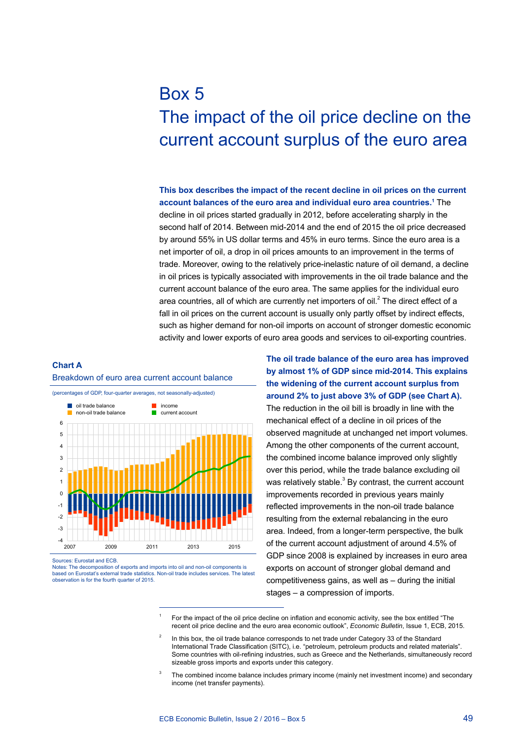# Box 5

# The impact of the oil price decline on the current account surplus of the euro area

**This box describes the impact of the recent decline in oil prices on the current account balances of the euro area and individual euro area countries.**[1] The decline in oil prices started gradually in 2012, before accelerating sharply in the second half of 2014. Between mid-2014 and the end of 2015 the oil price decreased by around 55% in US dollar terms and 45% in euro terms. Since the euro area is a net importer of oil, a drop in oil prices amounts to an improvement in the terms of trade. Moreover, owing to the relatively price-inelastic nature of oil demand, a decline in oil prices is typically associated with improvements in the oil trade balance and the current account balance of the euro area. The same applies for the individual euro area countries, all of which are currently net importers of oil.[2] The direct effect of a fall in oil prices on the current account is usually only partly offset by indirect effects, such as higher demand for non-oil imports on account of stronger domestic economic activity and lower exports of euro area goods and services to oil-exporting countries.

**Chart A**

Breakdown of euro area current account balance

(percentages of GDP, four-quarter averages, not seasonally-adjusted)

Sources: Eurostat and ECB.

Notes: The decomposition of exports and imports into oil and non-oil components is based on Eurostat's external trade statistics. Non-oil trade includes services. The latest observation is for the fourth quarter of 2015.

**The oil trade balance of the euro area has improved by almost 1% of GDP since mid-2014. This explains the widening of the current account surplus from around 2% to just above 3% of GDP (see Chart A).** The reduction in the oil bill is broadly in line with the mechanical effect of a decline in oil prices of the observed magnitude at unchanged net import volumes. Among the other components of the current account, the combined income balance improved only slightly over this period, while the trade balance excluding oil was relatively stable.[3] By contrast, the current account improvements recorded in previous years mainly reflected improvements in the non-oil trade balance resulting from the external rebalancing in the euro area. Indeed, from a longer-term perspective, the bulk of the current account adjustment of around 4.5% of GDP since 2008 is explained by increases in euro area exports on account of stronger global demand and competitiveness gains, as well as – during the initial stages – a compression of imports.

---

[1] For the impact of the oil price decline on inflation and economic activity, see the box entitled "The recent oil price decline and the euro area economic outlook", *Economic Bulletin*, Issue 1, ECB, 2015.

[2] In this box, the oil trade balance corresponds to net trade under Category 33 of the Standard International Trade Classification (SITC), i.e. "petroleum, petroleum products and related materials". Some countries with oil-refining industries, such as Greece and the Netherlands, simultaneously record sizeable gross imports and exports under this category.

[3] The combined income balance includes primary income (mainly net investment income) and secondary income (net transfer payments).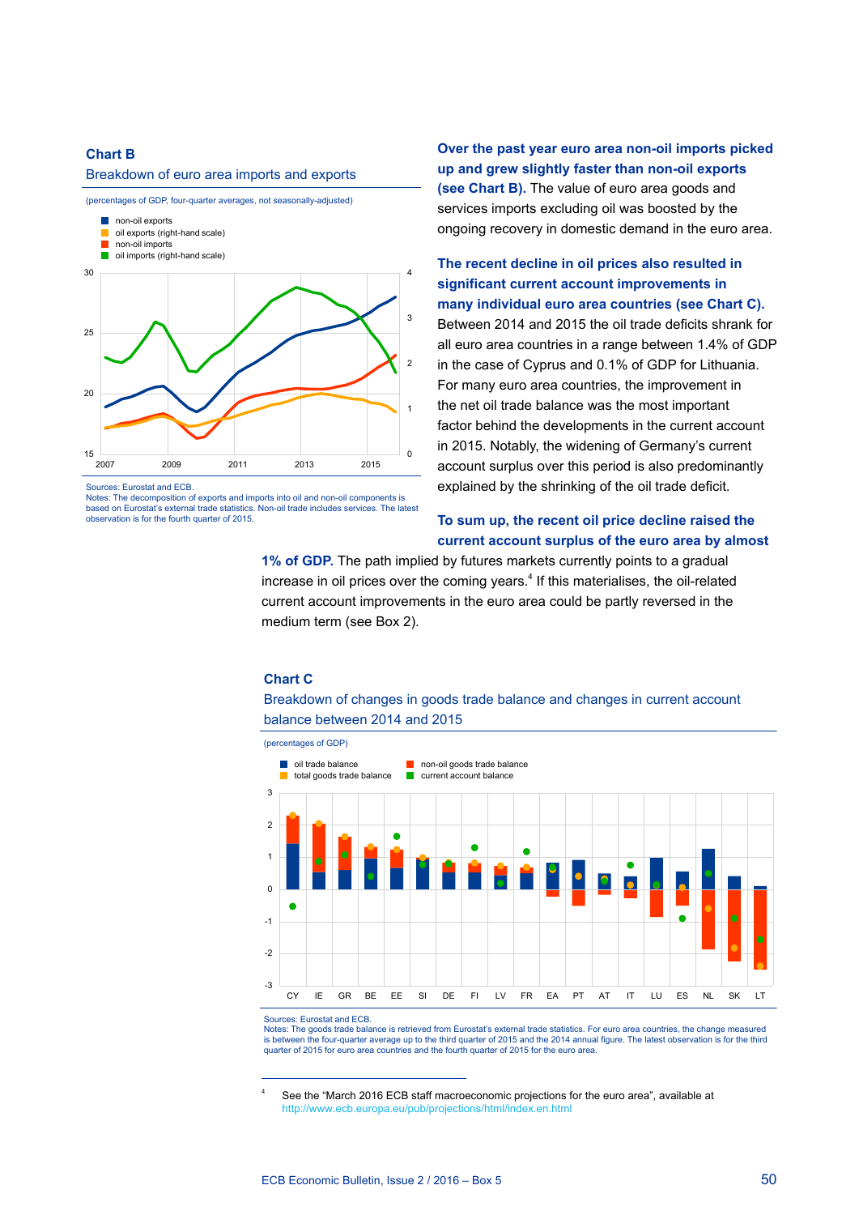**Chart B**

Breakdown of euro area imports and exports

(percentages of GDP, four-quarter averages, not seasonally-adjusted)

non-oil exports
oil exports (right-hand scale)
non-oil imports
oil imports (right-hand scale)

30
25
20
15
4
3
2
1
0
2007
2009
2011
2013
2015

Sources: Eurostat and ECB.
Notes: The decomposition of exports and imports into oil and non-oil components is based on Eurostat's external trade statistics. Non-oil trade includes services. The latest observation is for the fourth quarter of 2015.

**Over the past year euro area non-oil imports picked up and grew slightly faster than non-oil exports (see Chart B).** The value of euro area goods and services imports excluding oil was boosted by the ongoing recovery in domestic demand in the euro area.

**The recent decline in oil prices also resulted in significant current account improvements in many individual euro area countries (see Chart C).** Between 2014 and 2015 the oil trade deficits shrank for all euro area countries in a range between 1.4% of GDP in the case of Cyprus and 0.1% of GDP for Lithuania. For many euro area countries, the improvement in the net oil trade balance was the most important factor behind the developments in the current account in 2015. Notably, the widening of Germany's current account surplus over this period is also predominantly explained by the shrinking of the oil trade deficit.

**To sum up, the recent oil price decline raised the current account surplus of the euro area by almost 1% of GDP.** The path implied by futures markets currently points to a gradual increase in oil prices over the coming years.[4] If this materialises, the oil-related current account improvements in the euro area could be partly reversed in the medium term (see Box 2).

**Chart C**

Breakdown of changes in goods trade balance and changes in current account balance between 2014 and 2015

(percentages of GDP)

oil trade balance
total goods trade balance
non-oil goods trade balance
current account balance

3
2
1
0
-1
-2
-3
CY IE GR BE EE SI DE FI LV FR EA PT AT IT LU ES NL SK LT

Sources: Eurostat and ECB.
Notes: The goods trade balance is retrieved from Eurostat's external trade statistics. For euro area countries, the change measured is between the four-quarter average up to the third quarter of 2015 and the 2014 annual figure. The latest observation is for the third quarter of 2015 for euro area countries and the fourth quarter of 2015 for the euro area.

---

[4] See the "March 2016 ECB staff macroeconomic projections for the euro area", available at http://www.ecb.europa.eu/pub/projections/html/index.en.html